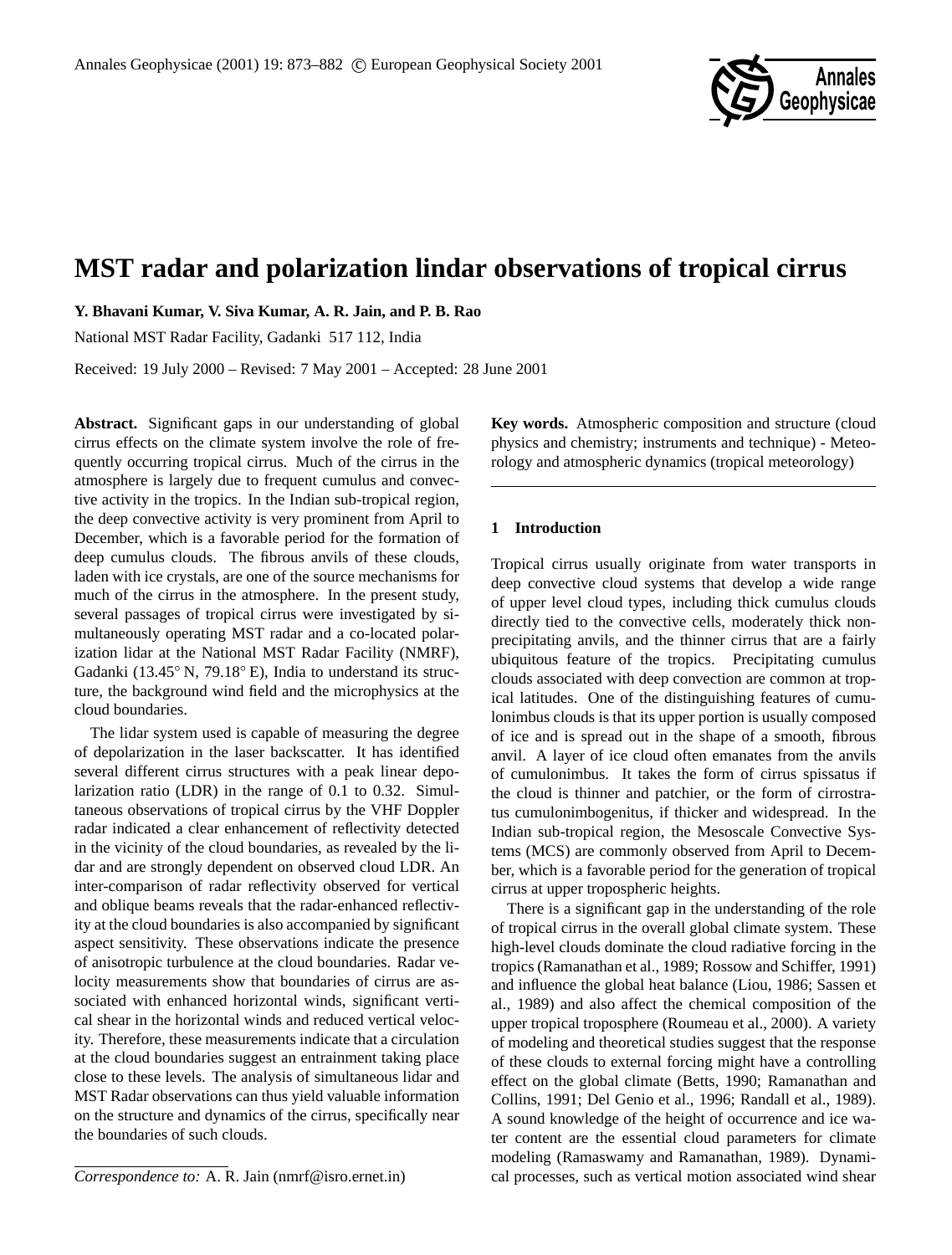# MST radar and polarization lindar observations of tropical cirrus

**Y. Bhavani Kumar, V. Siva Kumar, A. R. Jain, and P. B. Rao**

National MST Radar Facility, Gadanki 517 112, India

Received: 19 July 2000 – Revised: 7 May 2001 – Accepted: 28 June 2001

**Abstract.** Significant gaps in our understanding of global cirrus effects on the climate system involve the role of frequently occurring tropical cirrus. Much of the cirrus in the atmosphere is largely due to frequent cumulus and convective activity in the tropics. In the Indian sub-tropical region, the deep convective activity is very prominent from April to December, which is a favorable period for the formation of deep cumulus clouds. The fibrous anvils of these clouds, laden with ice crystals, are one of the source mechanisms for much of the cirrus in the atmosphere. In the present study, several passages of tropical cirrus were investigated by simultaneously operating MST radar and a co-located polarization lidar at the National MST Radar Facility (NMRF), Gadanki (13.45° N, 79.18° E), India to understand its structure, the background wind field and the microphysics at the cloud boundaries.

The lidar system used is capable of measuring the degree of depolarization in the laser backscatter. It has identified several different cirrus structures with a peak linear depolarization ratio (LDR) in the range of 0.1 to 0.32. Simultaneous observations of tropical cirrus by the VHF Doppler radar indicated a clear enhancement of reflectivity detected in the vicinity of the cloud boundaries, as revealed by the lidar and are strongly dependent on observed cloud LDR. An inter-comparison of radar reflectivity observed for vertical and oblique beams reveals that the radar-enhanced reflectivity at the cloud boundaries is also accompanied by significant aspect sensitivity. These observations indicate the presence of anisotropic turbulence at the cloud boundaries. Radar velocity measurements show that boundaries of cirrus are associated with enhanced horizontal winds, significant vertical shear in the horizontal winds and reduced vertical velocity. Therefore, these measurements indicate that a circulation at the cloud boundaries suggest an entrainment taking place close to these levels. The analysis of simultaneous lidar and MST Radar observations can thus yield valuable information on the structure and dynamics of the cirrus, specifically near the boundaries of such clouds.

*Correspondence to:* A. R. Jain (nmrf@isro.ernet.in)

**Key words.** Atmospheric composition and structure (cloud physics and chemistry; instruments and technique) - Meteorology and atmospheric dynamics (tropical meteorology)

## 1 Introduction

Tropical cirrus usually originate from water transports in deep convective cloud systems that develop a wide range of upper level cloud types, including thick cumulus clouds directly tied to the convective cells, moderately thick non-precipitating anvils, and the thinner cirrus that are a fairly ubiquitous feature of the tropics. Precipitating cumulus clouds associated with deep convection are common at tropical latitudes. One of the distinguishing features of cumulonimbus clouds is that its upper portion is usually composed of ice and is spread out in the shape of a smooth, fibrous anvil. A layer of ice cloud often emanates from the anvils of cumulonimbus. It takes the form of cirrus spissatus if the cloud is thinner and patchier, or the form of cirrostratus cumulonimbogenitus, if thicker and widespread. In the Indian sub-tropical region, the Mesoscale Convective Systems (MCS) are commonly observed from April to December, which is a favorable period for the generation of tropical cirrus at upper tropospheric heights.

There is a significant gap in the understanding of the role of tropical cirrus in the overall global climate system. These high-level clouds dominate the cloud radiative forcing in the tropics (Ramanathan et al., 1989; Rossow and Schiffer, 1991) and influence the global heat balance (Liou, 1986; Sassen et al., 1989) and also affect the chemical composition of the upper tropical troposphere (Roumeau et al., 2000). A variety of modeling and theoretical studies suggest that the response of these clouds to external forcing might have a controlling effect on the global climate (Betts, 1990; Ramanathan and Collins, 1991; Del Genio et al., 1996; Randall et al., 1989). A sound knowledge of the height of occurrence and ice water content are the essential cloud parameters for climate modeling (Ramaswamy and Ramanathan, 1989). Dynamical processes, such as vertical motion associated wind shear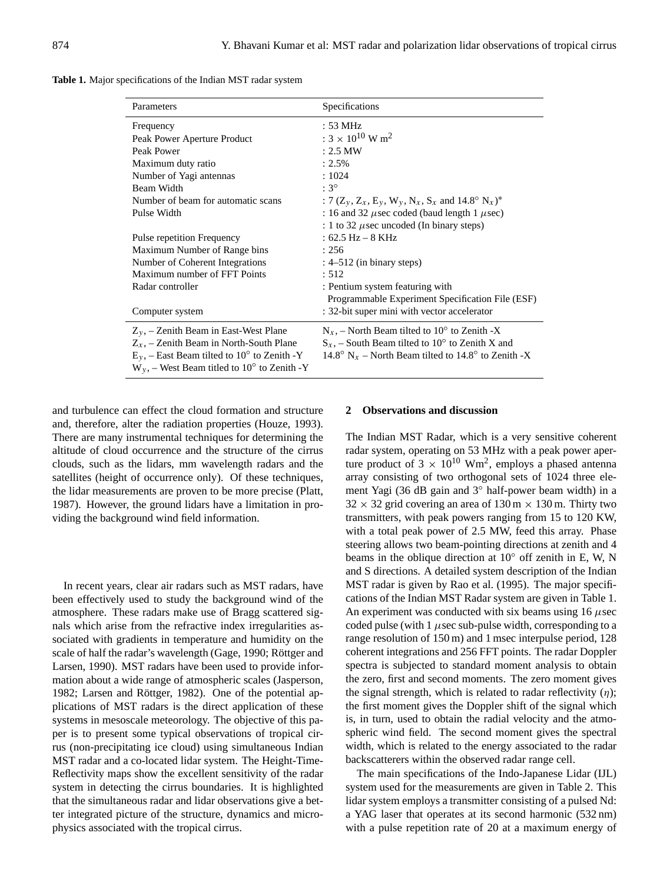**Table 1.** Major specifications of the Indian MST radar system

| Parameters | Specifications |
|---|---|
| Frequency | : 53 MHz |
| Peak Power Aperture Product | : $3 \times 10^{10}$ W m$^2$ |
| Peak Power | : 2.5 MW |
| Maximum duty ratio | : 2.5% |
| Number of Yagi antennas | : 1024 |
| Beam Width | : 3° |
| Number of beam for automatic scans | : 7 ($Z_y$, $Z_x$, $E_y$, $W_y$, $N_x$, $S_x$ and 14.8° $N_x$)* |
| Pulse Width | : 16 and 32 $\mu$sec coded (baud length 1 $\mu$sec) |
| | : 1 to 32 $\mu$sec uncoded (In binary steps) |
| Pulse repetition Frequency | : 62.5 Hz – 8 KHz |
| Maximum Number of Range bins | : 256 |
| Number of Coherent Integrations | : 4–512 (in binary steps) |
| Maximum number of FFT Points | : 512 |
| Radar controller | : Pentium system featuring with Programmable Experiment Specification File (ESF) |
| Computer system | : 32-bit super mini with vector accelerator |
| $Z_y$, – Zenith Beam in East-West Plane | $N_x$, – North Beam tilted to 10° to Zenith -X |
| $Z_x$, – Zenith Beam in North-South Plane | $S_x$, – South Beam tilted to 10° to Zenith X and |
| $E_y$, – East Beam tilted to 10° to Zenith -Y | 14.8° $N_x$ – North Beam tilted to 14.8° to Zenith -X |
| $W_y$, – West Beam titled to 10° to Zenith -Y | |

and turbulence can effect the cloud formation and structure and, therefore, alter the radiation properties (Houze, 1993). There are many instrumental techniques for determining the altitude of cloud occurrence and the structure of the cirrus clouds, such as the lidars, mm wavelength radars and the satellites (height of occurrence only). Of these techniques, the lidar measurements are proven to be more precise (Platt, 1987). However, the ground lidars have a limitation in providing the background wind field information.

In recent years, clear air radars such as MST radars, have been effectively used to study the background wind of the atmosphere. These radars make use of Bragg scattered signals which arise from the refractive index irregularities associated with gradients in temperature and humidity on the scale of half the radar's wavelength (Gage, 1990; Röttger and Larsen, 1990). MST radars have been used to provide information about a wide range of atmospheric scales (Jasperson, 1982; Larsen and Röttger, 1982). One of the potential applications of MST radars is the direct application of these systems in mesoscale meteorology. The objective of this paper is to present some typical observations of tropical cirrus (non-precipitating ice cloud) using simultaneous Indian MST radar and a co-located lidar system. The Height-Time-Reflectivity maps show the excellent sensitivity of the radar system in detecting the cirrus boundaries. It is highlighted that the simultaneous radar and lidar observations give a better integrated picture of the structure, dynamics and microphysics associated with the tropical cirrus.

## 2 Observations and discussion

The Indian MST Radar, which is a very sensitive coherent radar system, operating on 53 MHz with a peak power aperture product of $3 \times 10^{10}$ Wm$^2$, employs a phased antenna array consisting of two orthogonal sets of 1024 three element Yagi (36 dB gain and 3° half-power beam width) in a $32 \times 32$ grid covering an area of 130 m × 130 m. Thirty two transmitters, with peak powers ranging from 15 to 120 KW, with a total peak power of 2.5 MW, feed this array. Phase steering allows two beam-pointing directions at zenith and 4 beams in the oblique direction at 10° off zenith in E, W, N and S directions. A detailed system description of the Indian MST radar is given by Rao et al. (1995). The major specifications of the Indian MST Radar system are given in Table 1. An experiment was conducted with six beams using 16 $\mu$sec coded pulse (with 1 $\mu$sec sub-pulse width, corresponding to a range resolution of 150 m) and 1 msec interpulse period, 128 coherent integrations and 256 FFT points. The radar Doppler spectra is subjected to standard moment analysis to obtain the zero, first and second moments. The zero moment gives the signal strength, which is related to radar reflectivity ($\eta$); the first moment gives the Doppler shift of the signal which is, in turn, used to obtain the radial velocity and the atmospheric wind field. The second moment gives the spectral width, which is related to the energy associated to the radar backscatterers within the observed radar range cell.

The main specifications of the Indo-Japanese Lidar (IJL) system used for the measurements are given in Table 2. This lidar system employs a transmitter consisting of a pulsed Nd: a YAG laser that operates at its second harmonic (532 nm) with a pulse repetition rate of 20 at a maximum energy of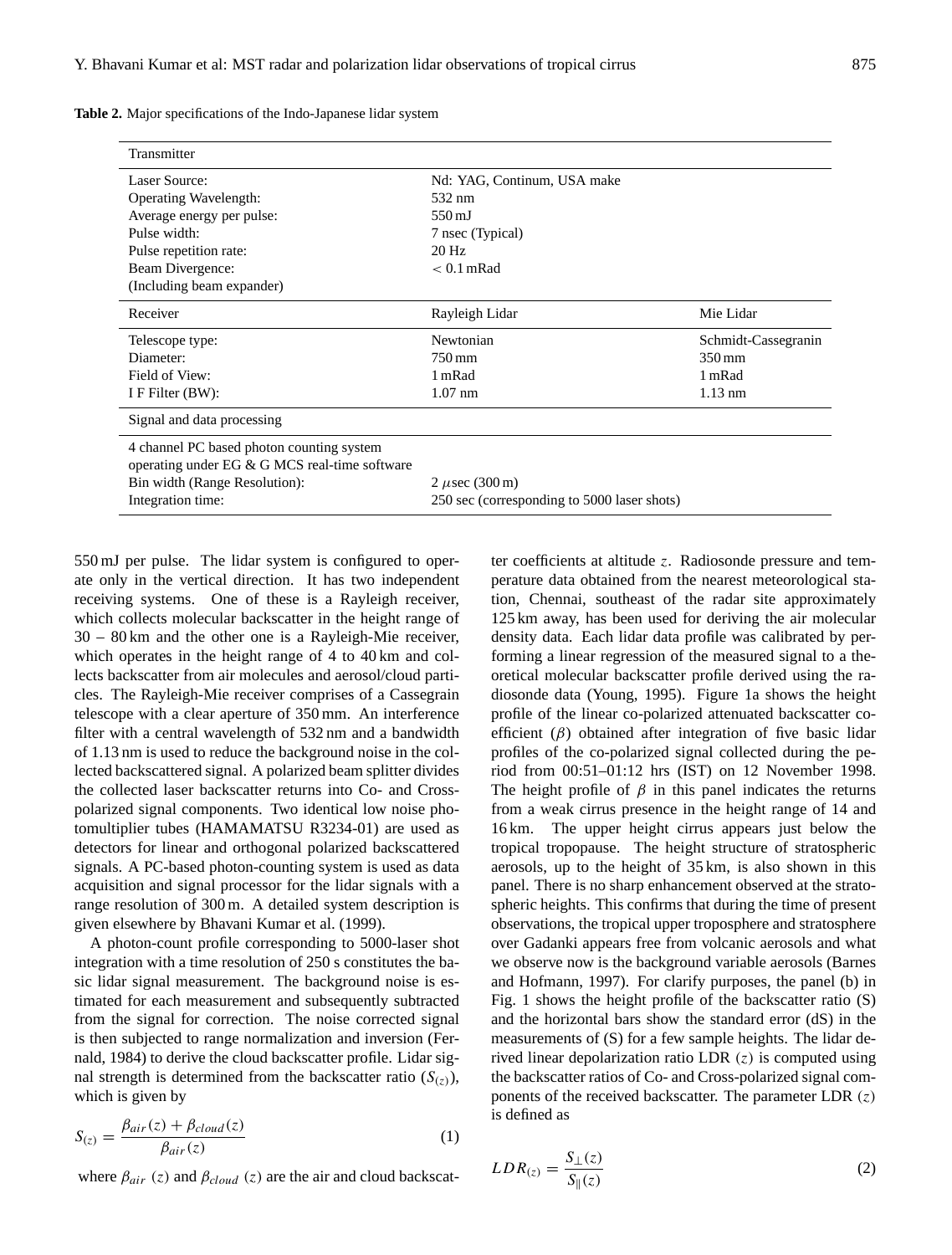**Table 2.** Major specifications of the Indo-Japanese lidar system

| Transmitter | | |
|---|---|---|
| Laser Source: | Nd: YAG, Continum, USA make | |
| Operating Wavelength: | 532 nm | |
| Average energy per pulse: | 550 mJ | |
| Pulse width: | 7 nsec (Typical) | |
| Pulse repetition rate: | 20 Hz | |
| Beam Divergence: (Including beam expander) | $< 0.1$ mRad | |
| **Receiver** | **Rayleigh Lidar** | **Mie Lidar** |
| Telescope type: | Newtonian | Schmidt-Cassegranin |
| Diameter: | 750 mm | 350 mm |
| Field of View: | 1 mRad | 1 mRad |
| I F Filter (BW): | 1.07 nm | 1.13 nm |
| **Signal and data processing** | | |
| 4 channel PC based photon counting system operating under EG & G MCS real-time software | | |
| Bin width (Range Resolution): | 2 $\mu$sec (300 m) | |
| Integration time: | 250 sec (corresponding to 5000 laser shots) | |

550 mJ per pulse. The lidar system is configured to operate only in the vertical direction. It has two independent receiving systems. One of these is a Rayleigh receiver, which collects molecular backscatter in the height range of 30 – 80 km and the other one is a Rayleigh-Mie receiver, which operates in the height range of 4 to 40 km and collects backscatter from air molecules and aerosol/cloud particles. The Rayleigh-Mie receiver comprises of a Cassegrain telescope with a clear aperture of 350 mm. An interference filter with a central wavelength of 532 nm and a bandwidth of 1.13 nm is used to reduce the background noise in the collected backscattered signal. A polarized beam splitter divides the collected laser backscatter returns into Co- and Cross-polarized signal components. Two identical low noise photomultiplier tubes (HAMAMATSU R3234-01) are used as detectors for linear and orthogonal polarized backscattered signals. A PC-based photon-counting system is used as data acquisition and signal processor for the lidar signals with a range resolution of 300 m. A detailed system description is given elsewhere by Bhavani Kumar et al. (1999).

A photon-count profile corresponding to 5000-laser shot integration with a time resolution of 250 s constitutes the basic lidar signal measurement. The background noise is estimated for each measurement and subsequently subtracted from the signal for correction. The noise corrected signal is then subjected to range normalization and inversion (Fernald, 1984) to derive the cloud backscatter profile. Lidar signal strength is determined from the backscatter ratio ($S_{(z)}$), which is given by

$$S_{(z)} = \frac{\beta_{air}(z) + \beta_{cloud}(z)}{\beta_{air}(z)} \tag{1}$$

where $\beta_{air}$ $(z)$ and $\beta_{cloud}$ $(z)$ are the air and cloud backscatter coefficients at altitude $z$. Radiosonde pressure and temperature data obtained from the nearest meteorological station, Chennai, southeast of the radar site approximately 125 km away, has been used for deriving the air molecular density data. Each lidar data profile was calibrated by performing a linear regression of the measured signal to a theoretical molecular backscatter profile derived using the radiosonde data (Young, 1995). Figure 1a shows the height profile of the linear co-polarized attenuated backscatter coefficient ($\beta$) obtained after integration of five basic lidar profiles of the co-polarized signal collected during the period from 00:51–01:12 hrs (IST) on 12 November 1998. The height profile of $\beta$ in this panel indicates the returns from a weak cirrus presence in the height range of 14 and 16 km. The upper height cirrus appears just below the tropical tropopause. The height structure of stratospheric aerosols, up to the height of 35 km, is also shown in this panel. There is no sharp enhancement observed at the stratospheric heights. This confirms that during the time of present observations, the tropical upper troposphere and stratosphere over Gadanki appears free from volcanic aerosols and what we observe now is the background variable aerosols (Barnes and Hofmann, 1997). For clarify purposes, the panel (b) in Fig. 1 shows the height profile of the backscatter ratio (S) and the horizontal bars show the standard error (dS) in the measurements of (S) for a few sample heights. The lidar derived linear depolarization ratio LDR $(z)$ is computed using the backscatter ratios of Co- and Cross-polarized signal components of the received backscatter. The parameter LDR $(z)$ is defined as

$$LDR_{(z)} = \frac{S_{\perp}(z)}{S_{\parallel}(z)} \tag{2}$$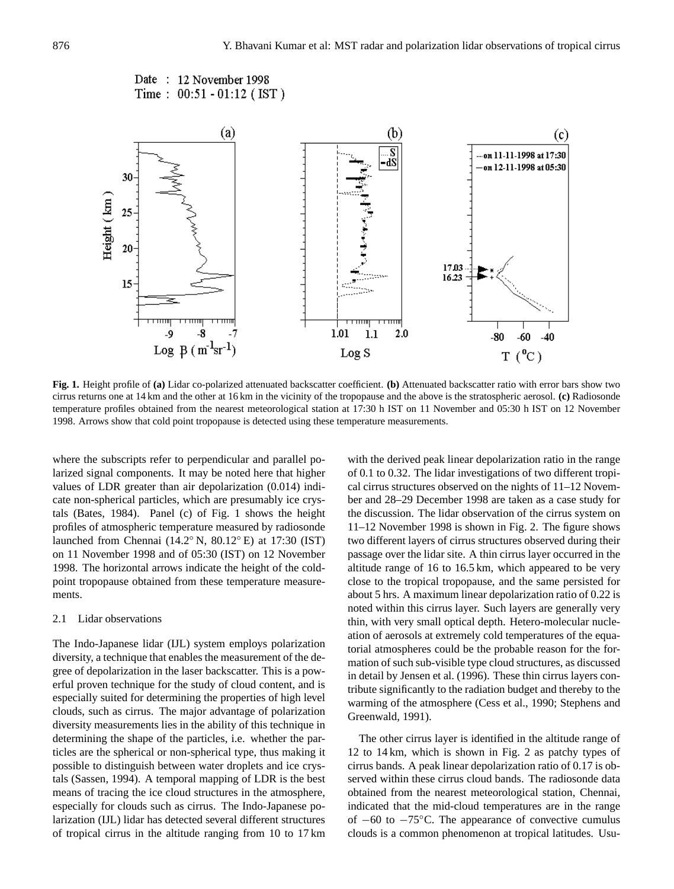Date : 12 November 1998
Time : 00:51 - 01:12 ( IST )

**Fig. 1.** Height profile of **(a)** Lidar co-polarized attenuated backscatter coefficient. **(b)** Attenuated backscatter ratio with error bars show two cirrus returns one at 14 km and the other at 16 km in the vicinity of the tropopause and the above is the stratospheric aerosol. **(c)** Radiosonde temperature profiles obtained from the nearest meteorological station at 17:30 h IST on 11 November and 05:30 h IST on 12 November 1998. Arrows show that cold point tropopause is detected using these temperature measurements.

where the subscripts refer to perpendicular and parallel polarized signal components. It may be noted here that higher values of LDR greater than air depolarization (0.014) indicate non-spherical particles, which are presumably ice crystals (Bates, 1984). Panel (c) of Fig. 1 shows the height profiles of atmospheric temperature measured by radiosonde launched from Chennai (14.2° N, 80.12° E) at 17:30 (IST) on 11 November 1998 and of 05:30 (IST) on 12 November 1998. The horizontal arrows indicate the height of the cold-point tropopause obtained from these temperature measurements.

### 2.1 Lidar observations

The Indo-Japanese lidar (IJL) system employs polarization diversity, a technique that enables the measurement of the degree of depolarization in the laser backscatter. This is a powerful proven technique for the study of cloud content, and is especially suited for determining the properties of high level clouds, such as cirrus. The major advantage of polarization diversity measurements lies in the ability of this technique in determining the shape of the particles, i.e. whether the particles are the spherical or non-spherical type, thus making it possible to distinguish between water droplets and ice crystals (Sassen, 1994). A temporal mapping of LDR is the best means of tracing the ice cloud structures in the atmosphere, especially for clouds such as cirrus. The Indo-Japanese polarization (IJL) lidar has detected several different structures of tropical cirrus in the altitude ranging from 10 to 17 km with the derived peak linear depolarization ratio in the range of 0.1 to 0.32. The lidar investigations of two different tropical cirrus structures observed on the nights of 11–12 November and 28–29 December 1998 are taken as a case study for the discussion. The lidar observation of the cirrus system on 11–12 November 1998 is shown in Fig. 2. The figure shows two different layers of cirrus structures observed during their passage over the lidar site. A thin cirrus layer occurred in the altitude range of 16 to 16.5 km, which appeared to be very close to the tropical tropopause, and the same persisted for about 5 hrs. A maximum linear depolarization ratio of 0.22 is noted within this cirrus layer. Such layers are generally very thin, with very small optical depth. Hetero-molecular nucleation of aerosols at extremely cold temperatures of the equatorial atmospheres could be the probable reason for the formation of such sub-visible type cloud structures, as discussed in detail by Jensen et al. (1996). These thin cirrus layers contribute significantly to the radiation budget and thereby to the warming of the atmosphere (Cess et al., 1990; Stephens and Greenwald, 1991).

The other cirrus layer is identified in the altitude range of 12 to 14 km, which is shown in Fig. 2 as patchy types of cirrus bands. A peak linear depolarization ratio of 0.17 is observed within these cirrus cloud bands. The radiosonde data obtained from the nearest meteorological station, Chennai, indicated that the mid-cloud temperatures are in the range of −60 to −75°C. The appearance of convective cumulus clouds is a common phenomenon at tropical latitudes. Usu-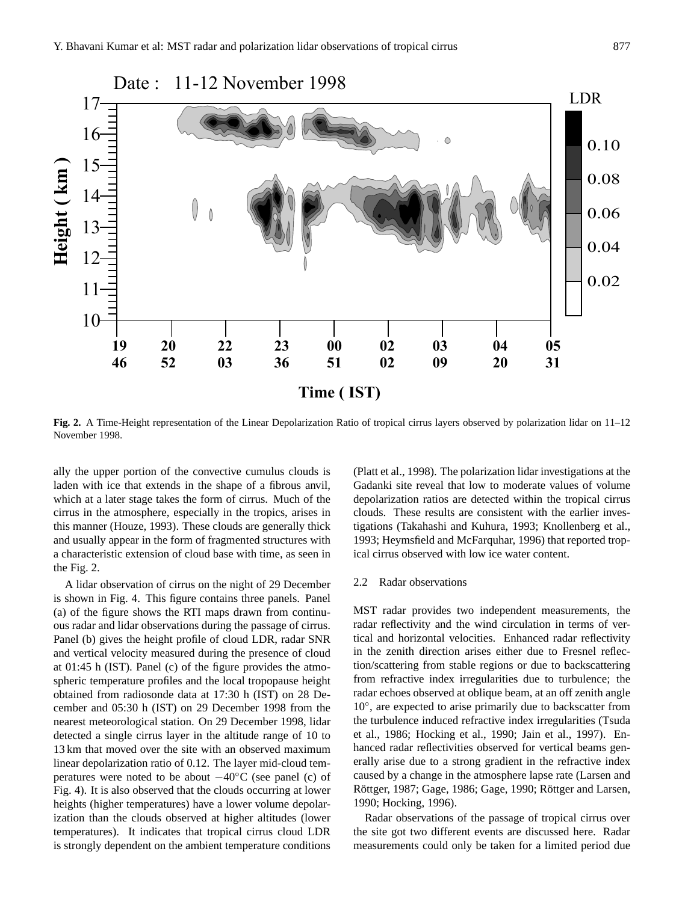**Fig. 2.** A Time-Height representation of the Linear Depolarization Ratio of tropical cirrus layers observed by polarization lidar on 11–12 November 1998.

ally the upper portion of the convective cumulus clouds is laden with ice that extends in the shape of a fibrous anvil, which at a later stage takes the form of cirrus. Much of the cirrus in the atmosphere, especially in the tropics, arises in this manner (Houze, 1993). These clouds are generally thick and usually appear in the form of fragmented structures with a characteristic extension of cloud base with time, as seen in the Fig. 2.

A lidar observation of cirrus on the night of 29 December is shown in Fig. 4. This figure contains three panels. Panel (a) of the figure shows the RTI maps drawn from continuous radar and lidar observations during the passage of cirrus. Panel (b) gives the height profile of cloud LDR, radar SNR and vertical velocity measured during the presence of cloud at 01:45 h (IST). Panel (c) of the figure provides the atmospheric temperature profiles and the local tropopause height obtained from radiosonde data at 17:30 h (IST) on 28 December and 05:30 h (IST) on 29 December 1998 from the nearest meteorological station. On 29 December 1998, lidar detected a single cirrus layer in the altitude range of 10 to 13 km that moved over the site with an observed maximum linear depolarization ratio of 0.12. The layer mid-cloud temperatures were noted to be about $-40^{\circ}$C (see panel (c) of Fig. 4). It is also observed that the clouds occurring at lower heights (higher temperatures) have a lower volume depolarization than the clouds observed at higher altitudes (lower temperatures). It indicates that tropical cirrus cloud LDR is strongly dependent on the ambient temperature conditions (Platt et al., 1998). The polarization lidar investigations at the Gadanki site reveal that low to moderate values of volume depolarization ratios are detected within the tropical cirrus clouds. These results are consistent with the earlier investigations (Takahashi and Kuhura, 1993; Knollenberg et al., 1993; Heymsfield and McFarquhar, 1996) that reported tropical cirrus observed with low ice water content.

### 2.2 Radar observations

MST radar provides two independent measurements, the radar reflectivity and the wind circulation in terms of vertical and horizontal velocities. Enhanced radar reflectivity in the zenith direction arises either due to Fresnel reflection/scattering from stable regions or due to backscattering from refractive index irregularities due to turbulence; the radar echoes observed at oblique beam, at an off zenith angle $10^{\circ}$, are expected to arise primarily due to backscatter from the turbulence induced refractive index irregularities (Tsuda et al., 1986; Hocking et al., 1990; Jain et al., 1997). Enhanced radar reflectivities observed for vertical beams generally arise due to a strong gradient in the refractive index caused by a change in the atmosphere lapse rate (Larsen and Röttger, 1987; Gage, 1986; Gage, 1990; Röttger and Larsen, 1990; Hocking, 1996).

Radar observations of the passage of tropical cirrus over the site got two different events are discussed here. Radar measurements could only be taken for a limited period due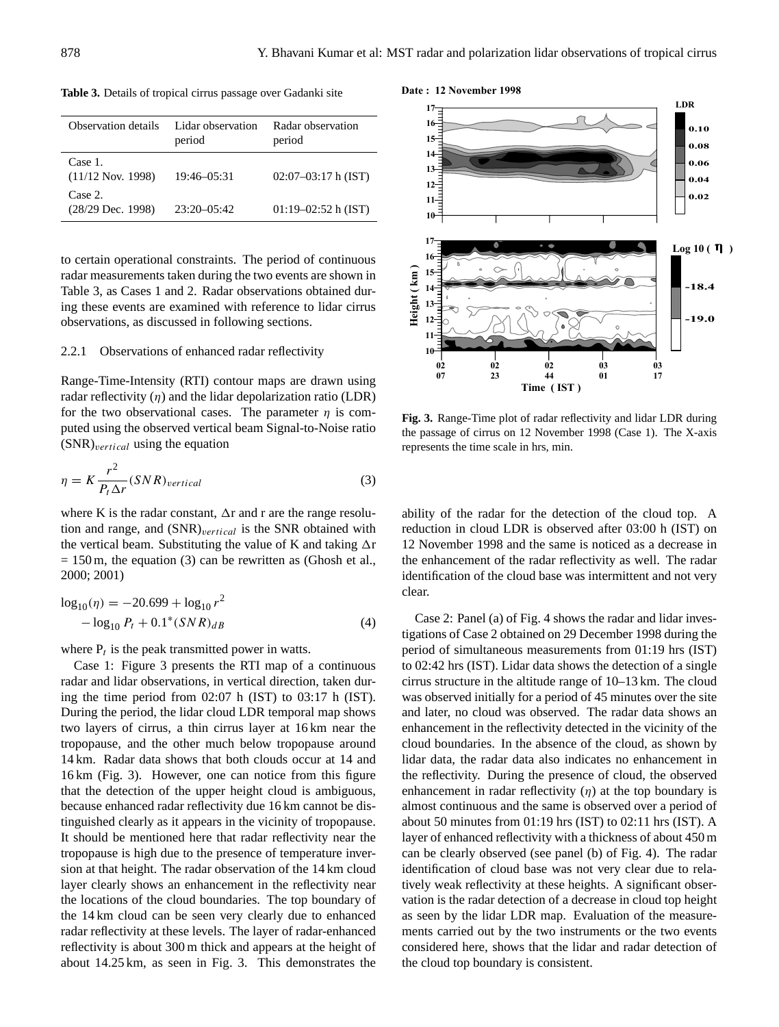**Table 3.** Details of tropical cirrus passage over Gadanki site

| Observation details | Lidar observation period | Radar observation period |
|---|---|---|
| Case 1. (11/12 Nov. 1998) | 19:46–05:31 | 02:07–03:17 h (IST) |
| Case 2. (28/29 Dec. 1998) | 23:20–05:42 | 01:19–02:52 h (IST) |

to certain operational constraints. The period of continuous radar measurements taken during the two events are shown in Table 3, as Cases 1 and 2. Radar observations obtained during these events are examined with reference to lidar cirrus observations, as discussed in following sections.

### 2.2.1 Observations of enhanced radar reflectivity

Range-Time-Intensity (RTI) contour maps are drawn using radar reflectivity ($\eta$) and the lidar depolarization ratio (LDR) for the two observational cases. The parameter $\eta$ is computed using the observed vertical beam Signal-to-Noise ratio $(\mathrm{SNR})_{vertical}$ using the equation

$$\eta = K \frac{r^2}{P_t \Delta r} (SNR)_{vertical} \tag{3}$$

where K is the radar constant, $\Delta$r and r are the range resolution and range, and $(\mathrm{SNR})_{vertical}$ is the SNR obtained with the vertical beam. Substituting the value of K and taking $\Delta$r = 150 m, the equation (3) can be rewritten as (Ghosh et al., 2000; 2001)

$$\log_{10}(\eta) = -20.699 + \log_{10} r^2 - \log_{10} P_t + 0.1^*(SNR)_{dB} \tag{4}$$

where $P_t$ is the peak transmitted power in watts.

Case 1: Figure 3 presents the RTI map of a continuous radar and lidar observations, in vertical direction, taken during the time period from 02:07 h (IST) to 03:17 h (IST). During the period, the lidar cloud LDR temporal map shows two layers of cirrus, a thin cirrus layer at 16 km near the tropopause, and the other much below tropopause around 14 km. Radar data shows that both clouds occur at 14 and 16 km (Fig. 3). However, one can notice from this figure that the detection of the upper height cloud is ambiguous, because enhanced radar reflectivity due 16 km cannot be distinguished clearly as it appears in the vicinity of tropopause. It should be mentioned here that radar reflectivity near the tropopause is high due to the presence of temperature inversion at that height. The radar observation of the 14 km cloud layer clearly shows an enhancement in the reflectivity near the locations of the cloud boundaries. The top boundary of the 14 km cloud can be seen very clearly due to enhanced radar reflectivity at these levels. The layer of radar-enhanced reflectivity is about 300 m thick and appears at the height of about 14.25 km, as seen in Fig. 3. This demonstrates the ability of the radar for the detection of the cloud top. A reduction in cloud LDR is observed after 03:00 h (IST) on 12 November 1998 and the same is noticed as a decrease in the enhancement of the radar reflectivity as well. The radar identification of the cloud base was intermittent and not very clear.

**Fig. 3.** Range-Time plot of radar reflectivity and lidar LDR during the passage of cirrus on 12 November 1998 (Case 1). The X-axis represents the time scale in hrs, min.

Case 2: Panel (a) of Fig. 4 shows the radar and lidar investigations of Case 2 obtained on 29 December 1998 during the period of simultaneous measurements from 01:19 hrs (IST) to 02:42 hrs (IST). Lidar data shows the detection of a single cirrus structure in the altitude range of 10–13 km. The cloud was observed initially for a period of 45 minutes over the site and later, no cloud was observed. The radar data shows an enhancement in the reflectivity detected in the vicinity of the cloud boundaries. In the absence of the cloud, as shown by lidar data, the radar data also indicates no enhancement in the reflectivity. During the presence of cloud, the observed enhancement in radar reflectivity ($\eta$) at the top boundary is almost continuous and the same is observed over a period of about 50 minutes from 01:19 hrs (IST) to 02:11 hrs (IST). A layer of enhanced reflectivity with a thickness of about 450 m can be clearly observed (see panel (b) of Fig. 4). The radar identification of cloud base was not very clear due to relatively weak reflectivity at these heights. A significant observation is the radar detection of a decrease in cloud top height as seen by the lidar LDR map. Evaluation of the measurements carried out by the two instruments or the two events considered here, shows that the lidar and radar detection of the cloud top boundary is consistent.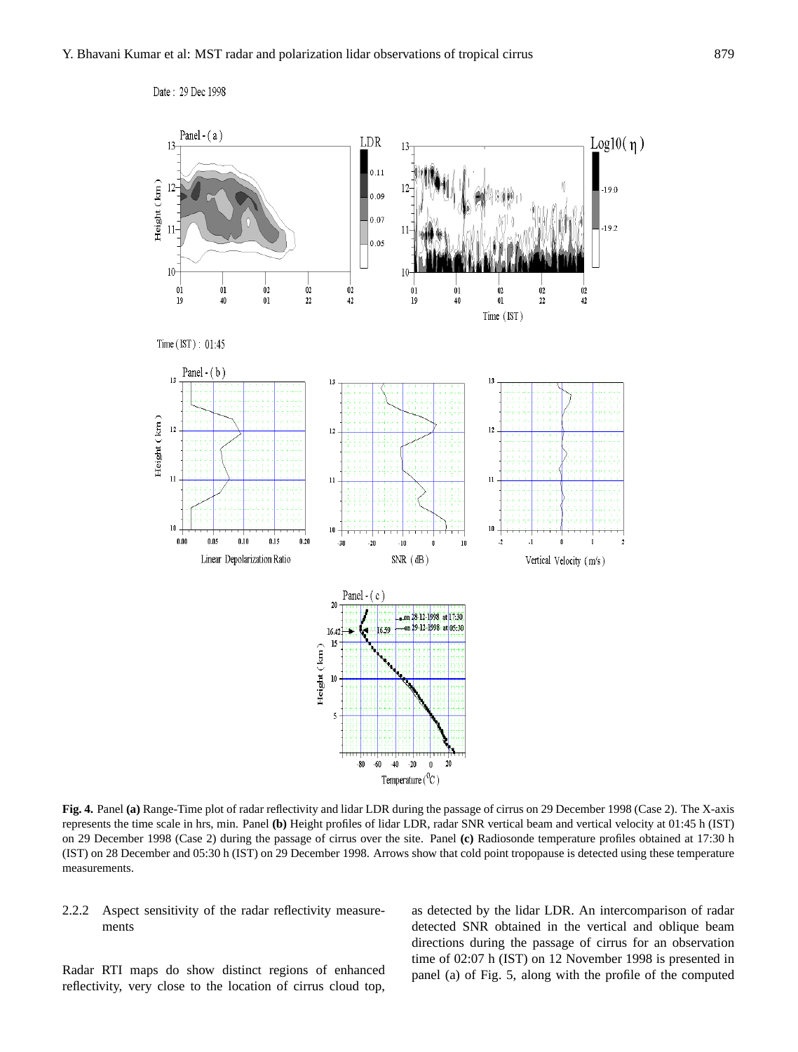**Fig. 4.** Panel **(a)** Range-Time plot of radar reflectivity and lidar LDR during the passage of cirrus on 29 December 1998 (Case 2). The X-axis represents the time scale in hrs, min. Panel **(b)** Height profiles of lidar LDR, radar SNR vertical beam and vertical velocity at 01:45 h (IST) on 29 December 1998 (Case 2) during the passage of cirrus over the site. Panel **(c)** Radiosonde temperature profiles obtained at 17:30 h (IST) on 28 December and 05:30 h (IST) on 29 December 1998. Arrows show that cold point tropopause is detected using these temperature measurements.

### 2.2.2 Aspect sensitivity of the radar reflectivity measurements

Radar RTI maps do show distinct regions of enhanced reflectivity, very close to the location of cirrus cloud top, as detected by the lidar LDR. An intercomparison of radar detected SNR obtained in the vertical and oblique beam directions during the passage of cirrus for an observation time of 02:07 h (IST) on 12 November 1998 is presented in panel (a) of Fig. 5, along with the profile of the computed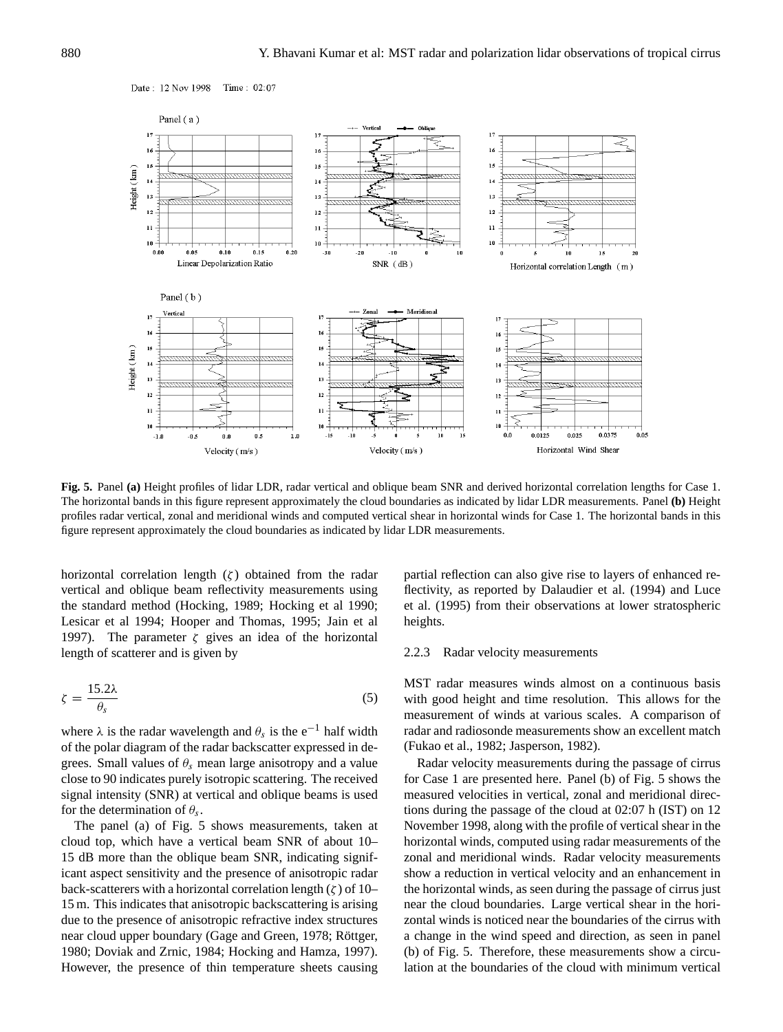**Fig. 5.** Panel **(a)** Height profiles of lidar LDR, radar vertical and oblique beam SNR and derived horizontal correlation lengths for Case 1. The horizontal bands in this figure represent approximately the cloud boundaries as indicated by lidar LDR measurements. Panel **(b)** Height profiles radar vertical, zonal and meridional winds and computed vertical shear in horizontal winds for Case 1. The horizontal bands in this figure represent approximately the cloud boundaries as indicated by lidar LDR measurements.

horizontal correlation length ($\zeta$) obtained from the radar vertical and oblique beam reflectivity measurements using the standard method (Hocking, 1989; Hocking et al 1990; Lesicar et al 1994; Hooper and Thomas, 1995; Jain et al 1997). The parameter $\zeta$ gives an idea of the horizontal length of scatterer and is given by

$$\zeta = \frac{15.2\lambda}{\theta_s} \tag{5}$$

where $\lambda$ is the radar wavelength and $\theta_s$ is the $e^{-1}$ half width of the polar diagram of the radar backscatter expressed in degrees. Small values of $\theta_s$ mean large anisotropy and a value close to 90 indicates purely isotropic scattering. The received signal intensity (SNR) at vertical and oblique beams is used for the determination of $\theta_s$.

The panel (a) of Fig. 5 shows measurements, taken at cloud top, which have a vertical beam SNR of about 10–15 dB more than the oblique beam SNR, indicating significant aspect sensitivity and the presence of anisotropic radar back-scatterers with a horizontal correlation length ($\zeta$) of 10–15 m. This indicates that anisotropic backscattering is arising due to the presence of anisotropic refractive index structures near cloud upper boundary (Gage and Green, 1978; Röttger, 1980; Doviak and Zrnic, 1984; Hocking and Hamza, 1997). However, the presence of thin temperature sheets causing partial reflection can also give rise to layers of enhanced reflectivity, as reported by Dalaudier et al. (1994) and Luce et al. (1995) from their observations at lower stratospheric heights.

### 2.2.3 Radar velocity measurements

MST radar measures winds almost on a continuous basis with good height and time resolution. This allows for the measurement of winds at various scales. A comparison of radar and radiosonde measurements show an excellent match (Fukao et al., 1982; Jasperson, 1982).

Radar velocity measurements during the passage of cirrus for Case 1 are presented here. Panel (b) of Fig. 5 shows the measured velocities in vertical, zonal and meridional directions during the passage of the cloud at 02:07 h (IST) on 12 November 1998, along with the profile of vertical shear in the horizontal winds, computed using radar measurements of the zonal and meridional winds. Radar velocity measurements show a reduction in vertical velocity and an enhancement in the horizontal winds, as seen during the passage of cirrus just near the cloud boundaries. Large vertical shear in the horizontal winds is noticed near the boundaries of the cirrus with a change in the wind speed and direction, as seen in panel (b) of Fig. 5. Therefore, these measurements show a circulation at the boundaries of the cloud with minimum vertical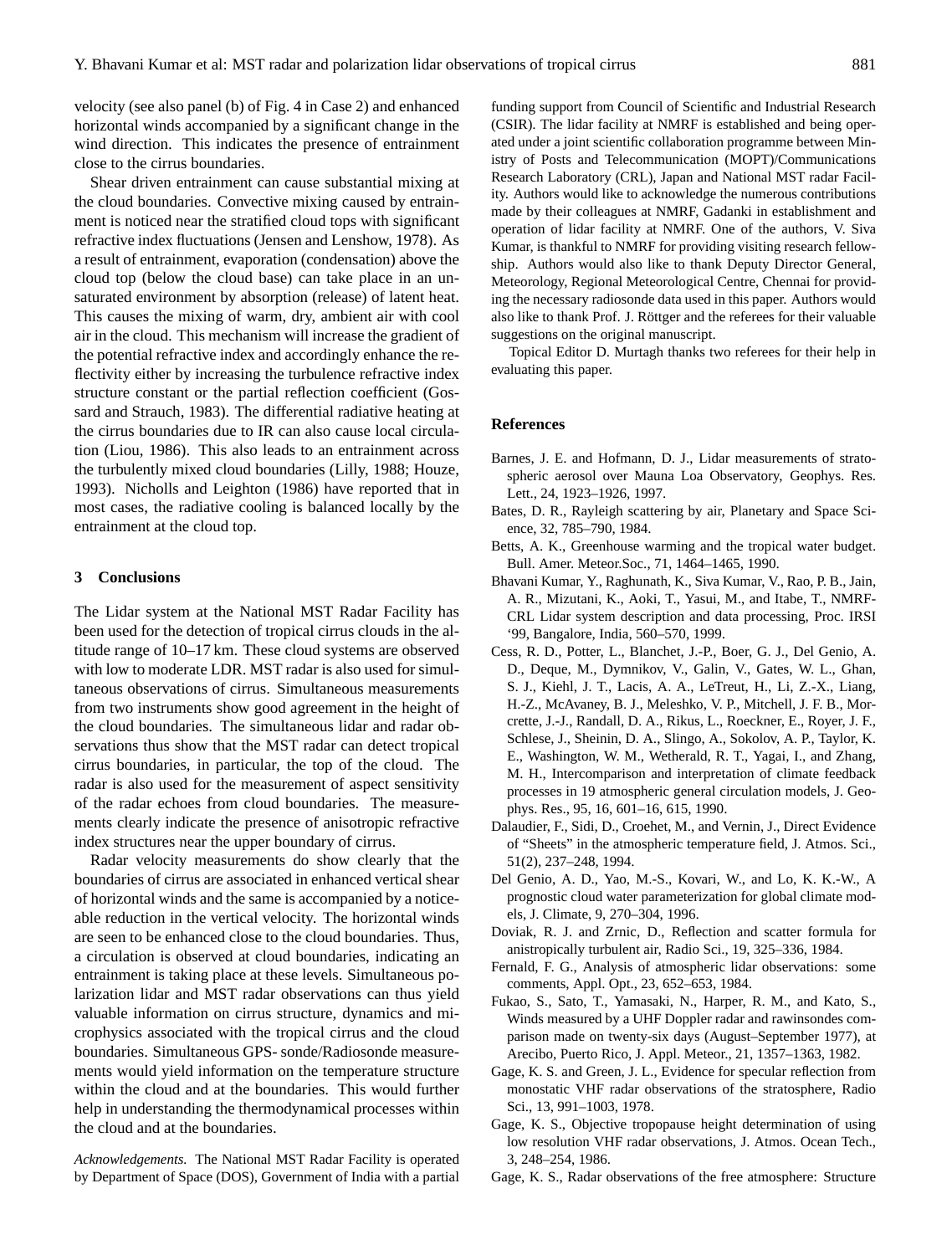velocity (see also panel (b) of Fig. 4 in Case 2) and enhanced horizontal winds accompanied by a significant change in the wind direction. This indicates the presence of entrainment close to the cirrus boundaries.

Shear driven entrainment can cause substantial mixing at the cloud boundaries. Convective mixing caused by entrainment is noticed near the stratified cloud tops with significant refractive index fluctuations (Jensen and Lenshow, 1978). As a result of entrainment, evaporation (condensation) above the cloud top (below the cloud base) can take place in an unsaturated environment by absorption (release) of latent heat. This causes the mixing of warm, dry, ambient air with cool air in the cloud. This mechanism will increase the gradient of the potential refractive index and accordingly enhance the reflectivity either by increasing the turbulence refractive index structure constant or the partial reflection coefficient (Gossard and Strauch, 1983). The differential radiative heating at the cirrus boundaries due to IR can also cause local circulation (Liou, 1986). This also leads to an entrainment across the turbulently mixed cloud boundaries (Lilly, 1988; Houze, 1993). Nicholls and Leighton (1986) have reported that in most cases, the radiative cooling is balanced locally by the entrainment at the cloud top.

## 3 Conclusions

The Lidar system at the National MST Radar Facility has been used for the detection of tropical cirrus clouds in the altitude range of 10–17 km. These cloud systems are observed with low to moderate LDR. MST radar is also used for simultaneous observations of cirrus. Simultaneous measurements from two instruments show good agreement in the height of the cloud boundaries. The simultaneous lidar and radar observations thus show that the MST radar can detect tropical cirrus boundaries, in particular, the top of the cloud. The radar is also used for the measurement of aspect sensitivity of the radar echoes from cloud boundaries. The measurements clearly indicate the presence of anisotropic refractive index structures near the upper boundary of cirrus.

Radar velocity measurements do show clearly that the boundaries of cirrus are associated in enhanced vertical shear of horizontal winds and the same is accompanied by a noticeable reduction in the vertical velocity. The horizontal winds are seen to be enhanced close to the cloud boundaries. Thus, a circulation is observed at cloud boundaries, indicating an entrainment is taking place at these levels. Simultaneous polarization lidar and MST radar observations can thus yield valuable information on cirrus structure, dynamics and microphysics associated with the tropical cirrus and the cloud boundaries. Simultaneous GPS- sonde/Radiosonde measurements would yield information on the temperature structure within the cloud and at the boundaries. This would further help in understanding the thermodynamical processes within the cloud and at the boundaries.

*Acknowledgements.* The National MST Radar Facility is operated by Department of Space (DOS), Government of India with a partial funding support from Council of Scientific and Industrial Research (CSIR). The lidar facility at NMRF is established and being operated under a joint scientific collaboration programme between Ministry of Posts and Telecommunication (MOPT)/Communications Research Laboratory (CRL), Japan and National MST radar Facility. Authors would like to acknowledge the numerous contributions made by their colleagues at NMRF, Gadanki in establishment and operation of lidar facility at NMRF. One of the authors, V. Siva Kumar, is thankful to NMRF for providing visiting research fellowship. Authors would also like to thank Deputy Director General, Meteorology, Regional Meteorological Centre, Chennai for providing the necessary radiosonde data used in this paper. Authors would also like to thank Prof. J. Röttger and the referees for their valuable suggestions on the original manuscript.

Topical Editor D. Murtagh thanks two referees for their help in evaluating this paper.

## References

Barnes, J. E. and Hofmann, D. J., Lidar measurements of stratospheric aerosol over Mauna Loa Observatory, Geophys. Res. Lett., 24, 1923–1926, 1997.

Bates, D. R., Rayleigh scattering by air, Planetary and Space Science, 32, 785–790, 1984.

Betts, A. K., Greenhouse warming and the tropical water budget. Bull. Amer. Meteor.Soc., 71, 1464–1465, 1990.

Bhavani Kumar, Y., Raghunath, K., Siva Kumar, V., Rao, P. B., Jain, A. R., Mizutani, K., Aoki, T., Yasui, M., and Itabe, T., NMRF-CRL Lidar system description and data processing, Proc. IRSI '99, Bangalore, India, 560–570, 1999.

Cess, R. D., Potter, L., Blanchet, J.-P., Boer, G. J., Del Genio, A. D., Deque, M., Dymnikov, V., Galin, V., Gates, W. L., Ghan, S. J., Kiehl, J. T., Lacis, A. A., LeTreut, H., Li, Z.-X., Liang, H.-Z., McAvaney, B. J., Meleshko, V. P., Mitchell, J. F. B., Morcrette, J.-J., Randall, D. A., Rikus, L., Roeckner, E., Royer, J. F., Schlese, J., Sheinin, D. A., Slingo, A., Sokolov, A. P., Taylor, K. E., Washington, W. M., Wetherald, R. T., Yagai, I., and Zhang, M. H., Intercomparison and interpretation of climate feedback processes in 19 atmospheric general circulation models, J. Geophys. Res., 95, 16, 601–16, 615, 1990.

Dalaudier, F., Sidi, D., Croehet, M., and Vernin, J., Direct Evidence of "Sheets" in the atmospheric temperature field, J. Atmos. Sci., 51(2), 237–248, 1994.

Del Genio, A. D., Yao, M.-S., Kovari, W., and Lo, K. K.-W., A prognostic cloud water parameterization for global climate models, J. Climate, 9, 270–304, 1996.

Doviak, R. J. and Zrnic, D., Reflection and scatter formula for anistropically turbulent air, Radio Sci., 19, 325–336, 1984.

Fernald, F. G., Analysis of atmospheric lidar observations: some comments, Appl. Opt., 23, 652–653, 1984.

Fukao, S., Sato, T., Yamasaki, N., Harper, R. M., and Kato, S., Winds measured by a UHF Doppler radar and rawinsondes comparison made on twenty-six days (August–September 1977), at Arecibo, Puerto Rico, J. Appl. Meteor., 21, 1357–1363, 1982.

Gage, K. S. and Green, J. L., Evidence for specular reflection from monostatic VHF radar observations of the stratosphere, Radio Sci., 13, 991–1003, 1978.

Gage, K. S., Objective tropopause height determination of using low resolution VHF radar observations, J. Atmos. Ocean Tech., 3, 248–254, 1986.

Gage, K. S., Radar observations of the free atmosphere: Structure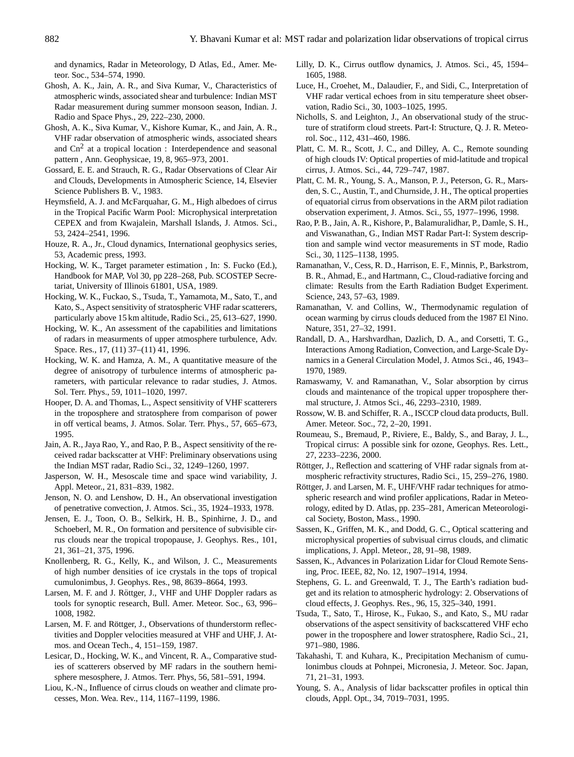and dynamics, Radar in Meteorology, D Atlas, Ed., Amer. Meteor. Soc., 534–574, 1990.

Ghosh, A. K., Jain, A. R., and Siva Kumar, V., Characteristics of atmospheric winds, associated shear and turbulence: Indian MST Radar measurement during summer monsoon season, Indian. J. Radio and Space Phys., 29, 222–230, 2000.

Ghosh, A. K., Siva Kumar, V., Kishore Kumar, K., and Jain, A. R., VHF radar observation of atmospheric winds, associated shears and $Cn^2$ at a tropical location : Interdependence and seasonal pattern , Ann. Geophysicae, 19, 8, 965–973, 2001.

Gossard, E. E. and Strauch, R. G., Radar Observations of Clear Air and Clouds, Developments in Atmospheric Science, 14, Elsevier Science Publishers B. V., 1983.

Heymsfield, A. J. and McFarquahar, G. M., High albedoes of cirrus in the Tropical Pacific Warm Pool: Microphysical interpretation CEPEX and from Kwajalein, Marshall Islands, J. Atmos. Sci., 53, 2424–2541, 1996.

Houze, R. A., Jr., Cloud dynamics, International geophysics series, 53, Academic press, 1993.

Hocking, W. K., Target parameter estimation , In: S. Fucko (Ed.), Handbook for MAP, Vol 30, pp 228–268, Pub. SCOSTEP Secretariat, University of Illinois 61801, USA, 1989.

Hocking, W. K., Fuckao, S., Tsuda, T., Yamamota, M., Sato, T., and Kato, S., Aspect sensitivity of stratospheric VHF radar scatterers, particularly above 15 km altitude, Radio Sci., 25, 613–627, 1990.

Hocking, W. K., An assessment of the capabilities and limitations of radars in measurments of upper atmosphere turbulence, Adv. Space. Res., 17, (11) 37–(11) 41, 1996.

Hocking, W. K. and Hamza, A. M., A quantitative measure of the degree of anisotropy of turbulence interms of atmospheric parameters, with particular relevance to radar studies, J. Atmos. Sol. Terr. Phys., 59, 1011–1020, 1997.

Hooper, D. A. and Thomas, L., Aspect sensitivity of VHF scatterers in the troposphere and stratosphere from comparison of power in off vertical beams, J. Atmos. Solar. Terr. Phys., 57, 665–673, 1995.

Jain, A. R., Jaya Rao, Y., and Rao, P. B., Aspect sensitivity of the received radar backscatter at VHF: Preliminary observations using the Indian MST radar, Radio Sci., 32, 1249–1260, 1997.

Jasperson, W. H., Mesoscale time and space wind variability, J. Appl. Meteor., 21, 831–839, 1982.

Jenson, N. O. and Lenshow, D. H., An observational investigation of penetrative convection, J. Atmos. Sci., 35, 1924–1933, 1978.

Jensen, E. J., Toon, O. B., Selkirk, H. B., Spinhirne, J. D., and Schoeberl, M. R., On formation and persitence of subvisible cirrus clouds near the tropical tropopause, J. Geophys. Res., 101, 21, 361–21, 375, 1996.

Knollenberg, R. G., Kelly, K., and Wilson, J. C., Measurements of high number densities of ice crystals in the tops of tropical cumulonimbus, J. Geophys. Res., 98, 8639–8664, 1993.

Larsen, M. F. and J. Röttger, J., VHF and UHF Doppler radars as tools for synoptic research, Bull. Amer. Meteor. Soc., 63, 996–1008, 1982.

Larsen, M. F. and Röttger, J., Observations of thunderstorm reflectivities and Doppler velocities measured at VHF and UHF, J. Atmos. and Ocean Tech., 4, 151–159, 1987.

Lesicar, D., Hocking, W. K., and Vincent, R. A., Comparative studies of scatterers observed by MF radars in the southern hemisphere mesosphere, J. Atmos. Terr. Phys, 56, 581–591, 1994.

Liou, K.-N., Influence of cirrus clouds on weather and climate processes, Mon. Wea. Rev., 114, 1167–1199, 1986.

Lilly, D. K., Cirrus outflow dynamics, J. Atmos. Sci., 45, 1594–1605, 1988.

Luce, H., Croehet, M., Dalaudier, F., and Sidi, C., Interpretation of VHF radar vertical echoes from in situ temperature sheet observation, Radio Sci., 30, 1003–1025, 1995.

Nicholls, S. and Leighton, J., An observational study of the structure of stratiform cloud streets. Part-I: Structure, Q. J. R. Meteorol. Soc., 112, 431–460, 1986.

Platt, C. M. R., Scott, J. C., and Dilley, A. C., Remote sounding of high clouds IV: Optical properties of mid-latitude and tropical cirrus, J. Atmos. Sci., 44, 729–747, 1987.

Platt, C. M. R., Young, S. A., Manson, P. J., Peterson, G. R., Marsden, S. C., Austin, T., and Churnside, J. H., The optical properties of equatorial cirrus from observations in the ARM pilot radiation observation experiment, J. Atmos. Sci., 55, 1977–1996, 1998.

Rao, P. B., Jain, A. R., Kishore, P., Balamuralidhar, P., Damle, S. H., and Viswanathan, G., Indian MST Radar Part-I: System description and sample wind vector measurements in ST mode, Radio Sci., 30, 1125–1138, 1995.

Ramanathan, V., Cess, R. D., Harrison, E. F., Minnis, P., Barkstrom, B. R., Ahmad, E., and Hartmann, C., Cloud-radiative forcing and climate: Results from the Earth Radiation Budget Experiment. Science, 243, 57–63, 1989.

Ramanathan, V. and Collins, W., Thermodynamic regulation of ocean warming by cirrus clouds deduced from the 1987 El Nino. Nature, 351, 27–32, 1991.

Randall, D. A., Harshvardhan, Dazlich, D. A., and Corsetti, T. G., Interactions Among Radiation, Convection, and Large-Scale Dynamics in a General Circulation Model, J. Atmos Sci., 46, 1943–1970, 1989.

Ramaswamy, V. and Ramanathan, V., Solar absorption by cirrus clouds and maintenance of the tropical upper troposphere thermal structure, J. Atmos Sci., 46, 2293–2310, 1989.

Rossow, W. B. and Schiffer, R. A., ISCCP cloud data products, Bull. Amer. Meteor. Soc., 72, 2–20, 1991.

Roumeau, S., Bremaud, P., Riviere, E., Baldy, S., and Baray, J. L., Tropical cirrus: A possible sink for ozone, Geophys. Res. Lett., 27, 2233–2236, 2000.

Röttger, J., Reflection and scattering of VHF radar signals from atmospheric refractivity structures, Radio Sci., 15, 259–276, 1980.

Röttger, J. and Larsen, M. F., UHF/VHF radar techniques for atmospheric research and wind profiler applications, Radar in Meteorology, edited by D. Atlas, pp. 235–281, American Meteorological Society, Boston, Mass., 1990.

Sassen, K., Griffen, M. K., and Dodd, G. C., Optical scattering and microphysical properties of subvisual cirrus clouds, and climatic implications, J. Appl. Meteor., 28, 91–98, 1989.

Sassen, K., Advances in Polarization Lidar for Cloud Remote Sensing, Proc. IEEE, 82, No. 12, 1907–1914, 1994.

Stephens, G. L. and Greenwald, T. J., The Earth's radiation budget and its relation to atmospheric hydrology: 2. Observations of cloud effects, J. Geophys. Res., 96, 15, 325–340, 1991.

Tsuda, T., Sato, T., Hirose, K., Fukao, S., and Kato, S., MU radar observations of the aspect sensitivity of backscattered VHF echo power in the troposphere and lower stratosphere, Radio Sci., 21, 971–980, 1986.

Takahashi, T. and Kuhara, K., Precipitation Mechanism of cumulonimbus clouds at Pohnpei, Micronesia, J. Meteor. Soc. Japan, 71, 21–31, 1993.

Young, S. A., Analysis of lidar backscatter profiles in optical thin clouds, Appl. Opt., 34, 7019–7031, 1995.